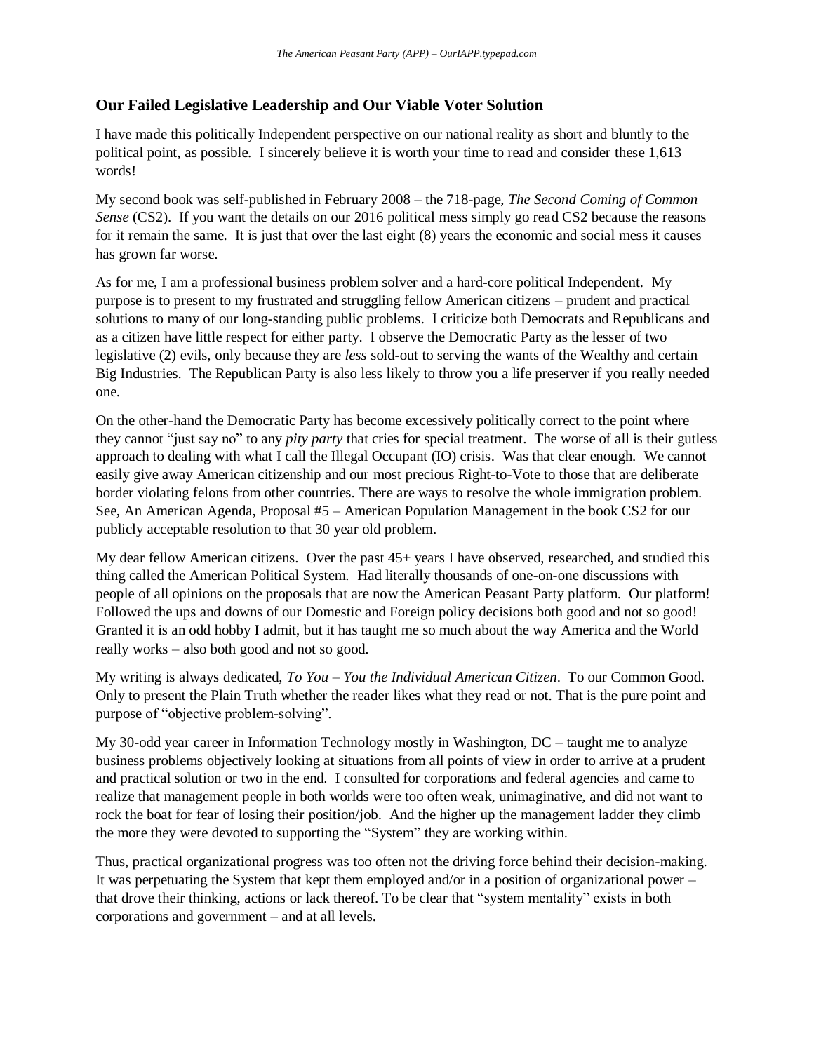## Our Failed Legislative Leadership and Our Viable Voter Solution

I have made this politically Independent perspective on our national reality as short and bluntly to the political point, as possible. I sincerely believe it is worth your time to read and consider these 1,613 words!

My second book was self-published in February 2008 – the 718-page, *The Second Coming of Common Sense* (CS2). If you want the details on our 2016 political mess simply go read CS2 because the reasons for it remain the same. It is just that over the last eight (8) years the economic and social mess it causes has grown far worse.

As for me, I am a professional business problem solver and a hard-core political Independent. My purpose is to present to my frustrated and struggling fellow American citizens – prudent and practical solutions to many of our long-standing public problems. I criticize both Democrats and Republicans and as a citizen have little respect for either party. I observe the Democratic Party as the lesser of two legislative (2) evils, only because they are *less* sold-out to serving the wants of the Wealthy and certain Big Industries. The Republican Party is also less likely to throw you a life preserver if you really needed one.

On the other-hand the Democratic Party has become excessively politically correct to the point where they cannot "just say no" to any *pity party* that cries for special treatment. The worse of all is their gutless approach to dealing with what I call the Illegal Occupant (IO) crisis. Was that clear enough. We cannot easily give away American citizenship and our most precious Right-to-Vote to those that are deliberate border violating felons from other countries. There are ways to resolve the whole immigration problem. See, An American Agenda, Proposal #5 – American Population Management in the book CS2 for our publicly acceptable resolution to that 30 year old problem.

My dear fellow American citizens. Over the past 45+ years I have observed, researched, and studied this thing called the American Political System. Had literally thousands of one-on-one discussions with people of all opinions on the proposals that are now the American Peasant Party platform. Our platform! Followed the ups and downs of our Domestic and Foreign policy decisions both good and not so good! Granted it is an odd hobby I admit, but it has taught me so much about the way America and the World really works – also both good and not so good.

My writing is always dedicated, *To You – You the Individual American Citizen*. To our Common Good. Only to present the Plain Truth whether the reader likes what they read or not. That is the pure point and purpose of "objective problem-solving".

My 30-odd year career in Information Technology mostly in Washington, DC – taught me to analyze business problems objectively looking at situations from all points of view in order to arrive at a prudent and practical solution or two in the end. I consulted for corporations and federal agencies and came to realize that management people in both worlds were too often weak, unimaginative, and did not want to rock the boat for fear of losing their position/job. And the higher up the management ladder they climb the more they were devoted to supporting the "System" they are working within.

Thus, practical organizational progress was too often not the driving force behind their decision-making. It was perpetuating the System that kept them employed and/or in a position of organizational power – that drove their thinking, actions or lack thereof. To be clear that "system mentality" exists in both corporations and government – and at all levels.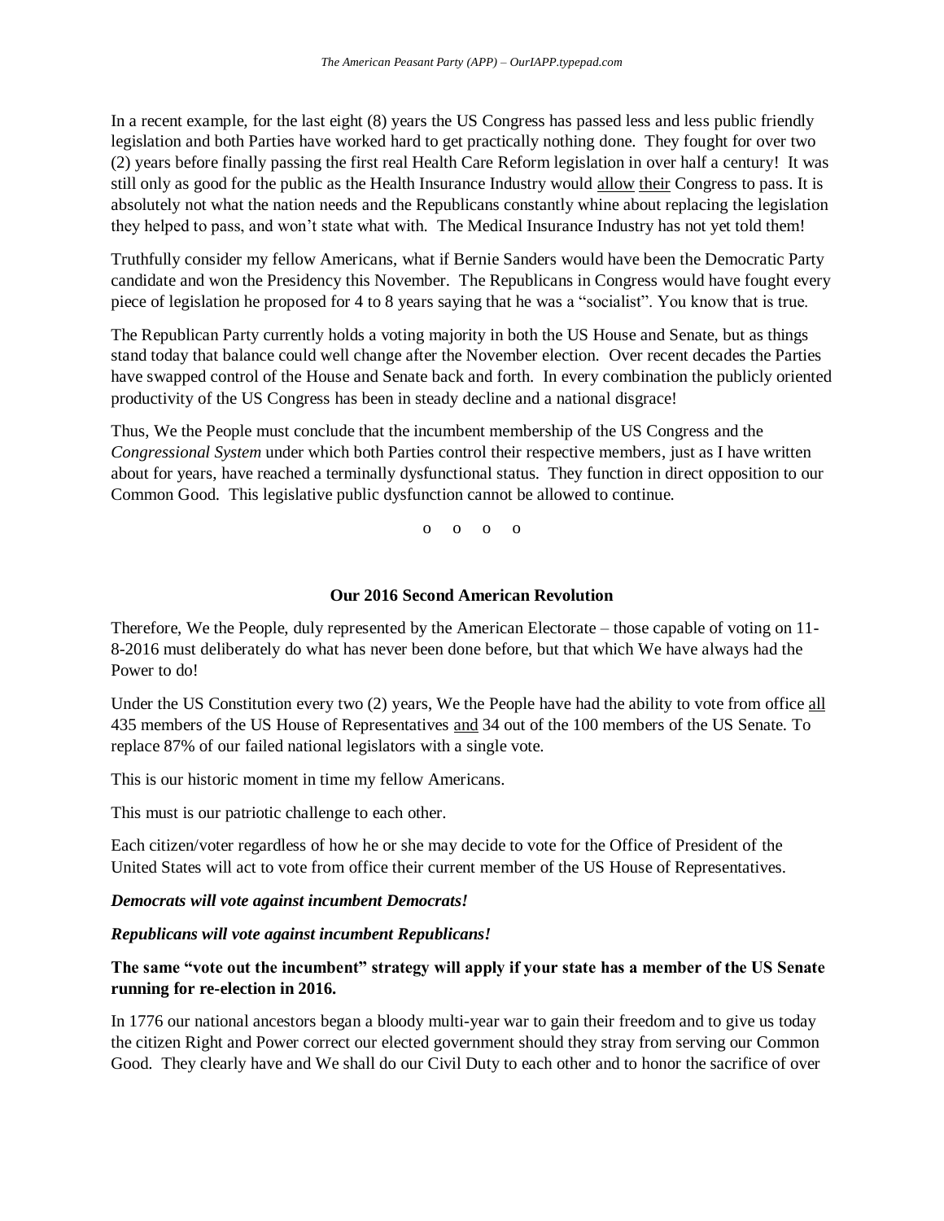In a recent example, for the last eight (8) years the US Congress has passed less and less public friendly legislation and both Parties have worked hard to get practically nothing done. They fought for over two (2) years before finally passing the first real Health Care Reform legislation in over half a century! It was still only as good for the public as the Health Insurance Industry would <u>allow</u> <u>their</u> Congress to pass. It is absolutely not what the nation needs and the Republicans constantly whine about replacing the legislation they helped to pass, and won't state what with. The Medical Insurance Industry has not yet told them!

Truthfully consider my fellow Americans, what if Bernie Sanders would have been the Democratic Party candidate and won the Presidency this November. The Republicans in Congress would have fought every piece of legislation he proposed for 4 to 8 years saying that he was a "socialist". You know that is true.

The Republican Party currently holds a voting majority in both the US House and Senate, but as things stand today that balance could well change after the November election. Over recent decades the Parties have swapped control of the House and Senate back and forth. In every combination the publicly oriented productivity of the US Congress has been in steady decline and a national disgrace!

Thus, We the People must conclude that the incumbent membership of the US Congress and the *Congressional System* under which both Parties control their respective members, just as I have written about for years, have reached a terminally dysfunctional status. They function in direct opposition to our Common Good. This legislative public dysfunction cannot be allowed to continue.

o o o o

### Our 2016 Second American Revolution

Therefore, We the People, duly represented by the American Electorate – those capable of voting on 11-8-2016 must deliberately do what has never been done before, but that which We have always had the Power to do!

Under the US Constitution every two (2) years, We the People have had the ability to vote from office <u>all</u> 435 members of the US House of Representatives <u>and</u> 34 out of the 100 members of the US Senate. To replace 87% of our failed national legislators with a single vote.

This is our historic moment in time my fellow Americans.

This must is our patriotic challenge to each other.

Each citizen/voter regardless of how he or she may decide to vote for the Office of President of the United States will act to vote from office their current member of the US House of Representatives.

***Democrats will vote against incumbent Democrats!***

***Republicans will vote against incumbent Republicans!***

**The same "vote out the incumbent" strategy will apply if your state has a member of the US Senate running for re-election in 2016.**

In 1776 our national ancestors began a bloody multi-year war to gain their freedom and to give us today the citizen Right and Power correct our elected government should they stray from serving our Common Good. They clearly have and We shall do our Civil Duty to each other and to honor the sacrifice of over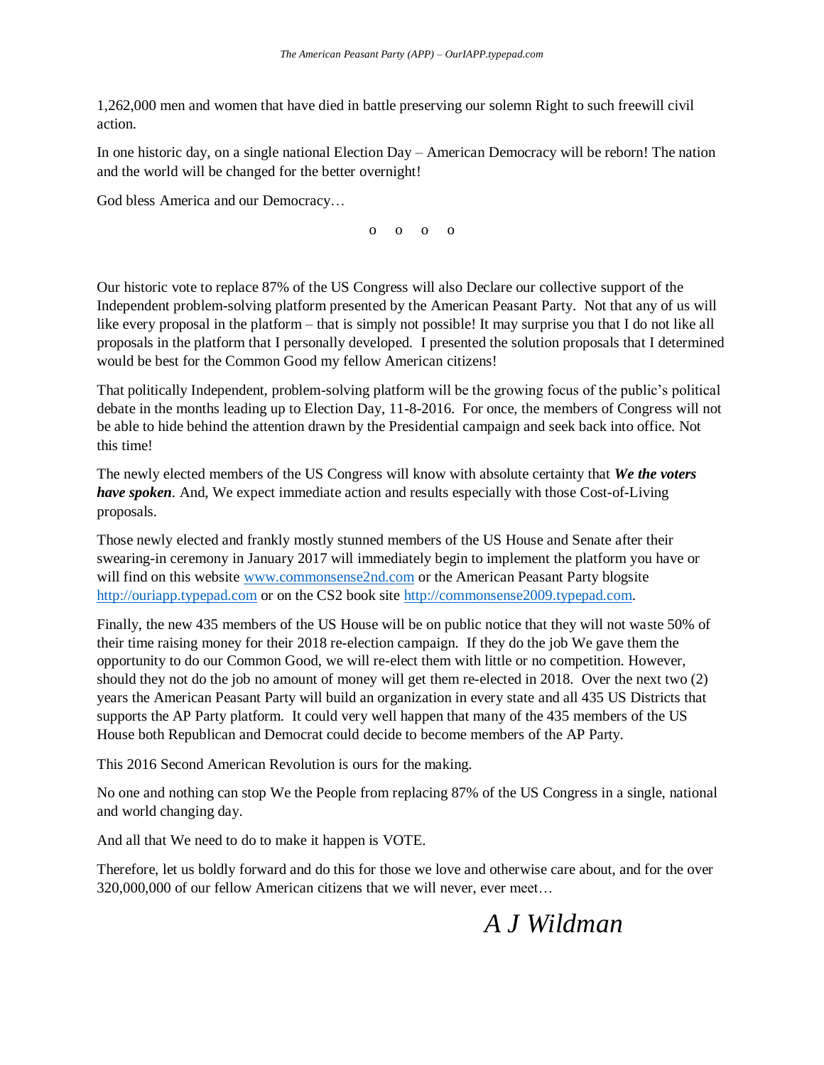1,262,000 men and women that have died in battle preserving our solemn Right to such freewill civil action.

In one historic day, on a single national Election Day – American Democracy will be reborn! The nation and the world will be changed for the better overnight!

God bless America and our Democracy…

o o o o

Our historic vote to replace 87% of the US Congress will also Declare our collective support of the Independent problem-solving platform presented by the American Peasant Party. Not that any of us will like every proposal in the platform – that is simply not possible! It may surprise you that I do not like all proposals in the platform that I personally developed. I presented the solution proposals that I determined would be best for the Common Good my fellow American citizens!

That politically Independent, problem-solving platform will be the growing focus of the public's political debate in the months leading up to Election Day, 11-8-2016. For once, the members of Congress will not be able to hide behind the attention drawn by the Presidential campaign and seek back into office. Not this time!

The newly elected members of the US Congress will know with absolute certainty that ***We the voters have spoken***. And, We expect immediate action and results especially with those Cost-of-Living proposals.

Those newly elected and frankly mostly stunned members of the US House and Senate after their swearing-in ceremony in January 2017 will immediately begin to implement the platform you have or will find on this website [www.commonsense2nd.com](http://www.commonsense2nd.com) or the American Peasant Party blogsite [http://ouriapp.typepad.com](http://ouriapp.typepad.com) or on the CS2 book site [http://commonsense2009.typepad.com](http://commonsense2009.typepad.com).

Finally, the new 435 members of the US House will be on public notice that they will not waste 50% of their time raising money for their 2018 re-election campaign. If they do the job We gave them the opportunity to do our Common Good, we will re-elect them with little or no competition. However, should they not do the job no amount of money will get them re-elected in 2018. Over the next two (2) years the American Peasant Party will build an organization in every state and all 435 US Districts that supports the AP Party platform. It could very well happen that many of the 435 members of the US House both Republican and Democrat could decide to become members of the AP Party.

This 2016 Second American Revolution is ours for the making.

No one and nothing can stop We the People from replacing 87% of the US Congress in a single, national and world changing day.

And all that We need to do to make it happen is VOTE.

Therefore, let us boldly forward and do this for those we love and otherwise care about, and for the over 320,000,000 of our fellow American citizens that we will never, ever meet…

*A J Wildman*